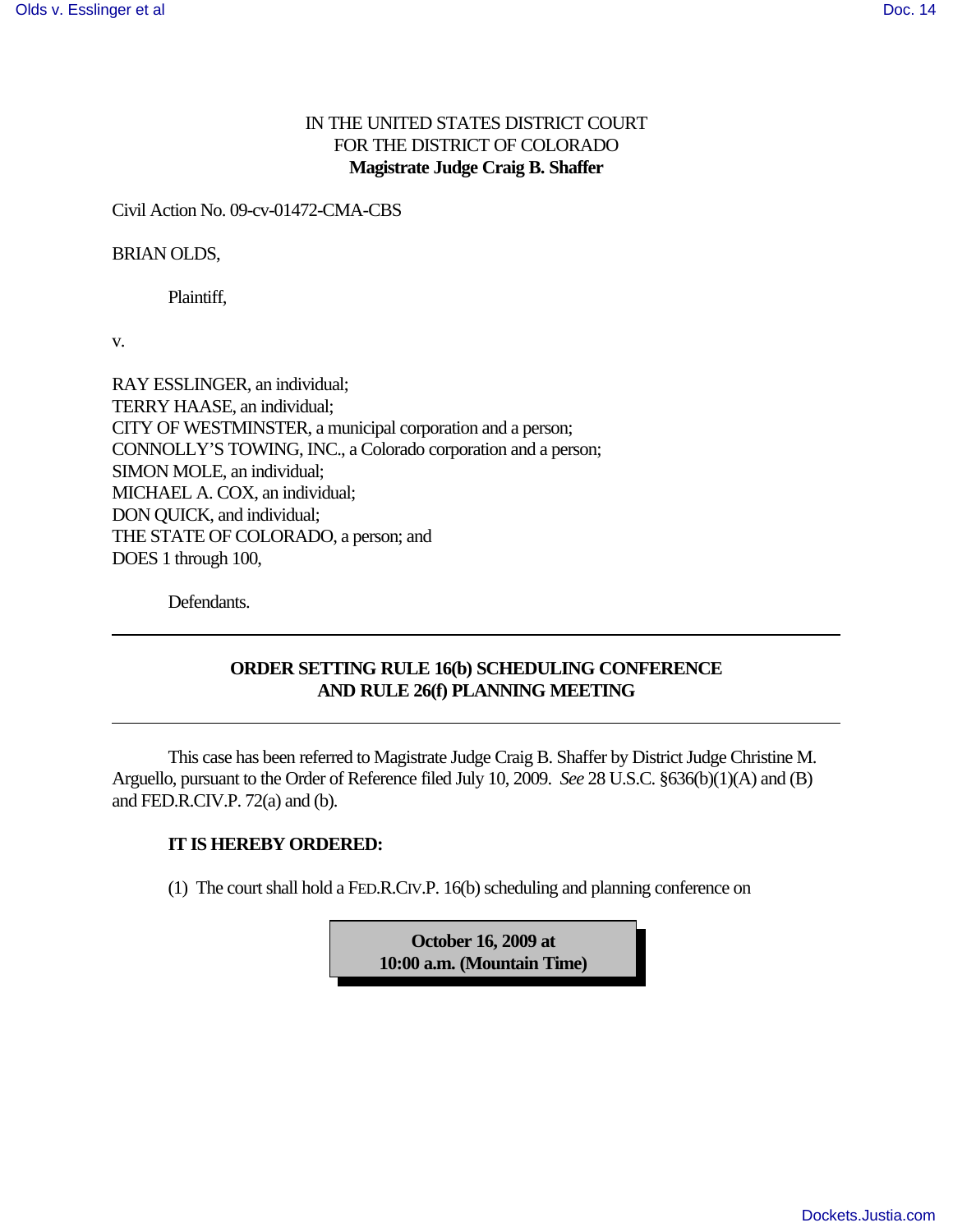IN THE UNITED STATES DISTRICT COURT
FOR THE DISTRICT OF COLORADO
**Magistrate Judge Craig B. Shaffer**

Civil Action No. 09-cv-01472-CMA-CBS

BRIAN OLDS,

Plaintiff,

v.

RAY ESSLINGER, an individual;
TERRY HAASE, an individual;
CITY OF WESTMINSTER, a municipal corporation and a person;
CONNOLLY'S TOWING, INC., a Colorado corporation and a person;
SIMON MOLE, an individual;
MICHAEL A. COX, an individual;
DON QUICK, and individual;
THE STATE OF COLORADO, a person; and
DOES 1 through 100,

Defendants.

---

## ORDER SETTING RULE 16(b) SCHEDULING CONFERENCE AND RULE 26(f) PLANNING MEETING

---

This case has been referred to Magistrate Judge Craig B. Shaffer by District Judge Christine M. Arguello, pursuant to the Order of Reference filed July 10, 2009. *See* 28 U.S.C. §636(b)(1)(A) and (B) and FED.R.CIV.P. 72(a) and (b).

**IT IS HEREBY ORDERED:**

(1) The court shall hold a FED.R.CIV.P. 16(b) scheduling and planning conference on

**October 16, 2009 at
10:00 a.m. (Mountain Time)**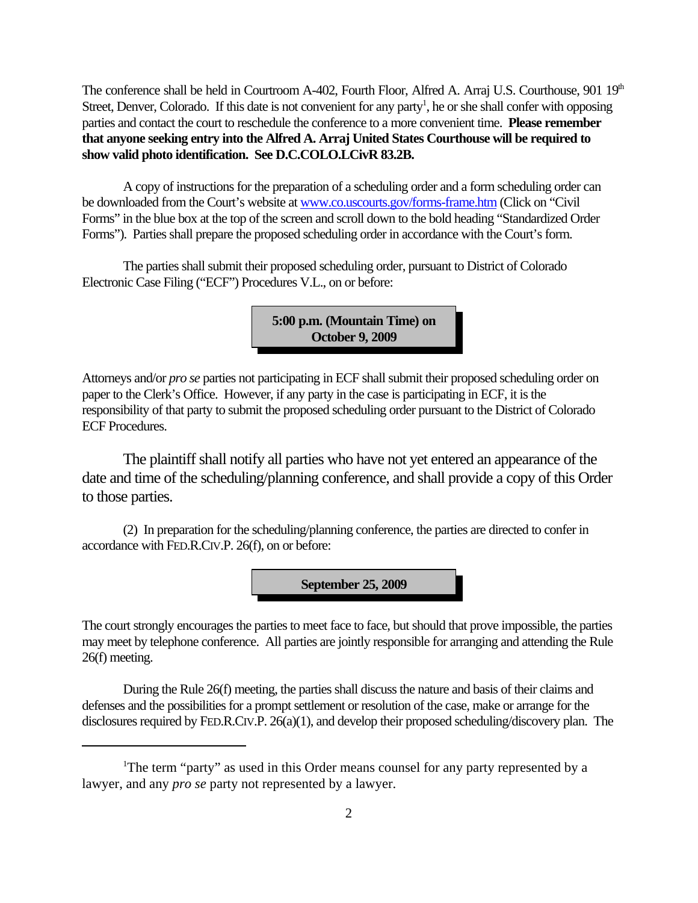The conference shall be held in Courtroom A-402, Fourth Floor, Alfred A. Arraj U.S. Courthouse, 901 19th Street, Denver, Colorado. If this date is not convenient for any party[1], he or she shall confer with opposing parties and contact the court to reschedule the conference to a more convenient time. **Please remember that anyone seeking entry into the Alfred A. Arraj United States Courthouse will be required to show valid photo identification. See D.C.COLO.LCivR 83.2B.**

A copy of instructions for the preparation of a scheduling order and a form scheduling order can be downloaded from the Court's website at www.co.uscourts.gov/forms-frame.htm (Click on "Civil Forms" in the blue box at the top of the screen and scroll down to the bold heading "Standardized Order Forms"). Parties shall prepare the proposed scheduling order in accordance with the Court's form.

The parties shall submit their proposed scheduling order, pursuant to District of Colorado Electronic Case Filing ("ECF") Procedures V.L., on or before:

**5:00 p.m. (Mountain Time) on October 9, 2009**

Attorneys and/or *pro se* parties not participating in ECF shall submit their proposed scheduling order on paper to the Clerk's Office. However, if any party in the case is participating in ECF, it is the responsibility of that party to submit the proposed scheduling order pursuant to the District of Colorado ECF Procedures.

The plaintiff shall notify all parties who have not yet entered an appearance of the date and time of the scheduling/planning conference, and shall provide a copy of this Order to those parties.

(2) In preparation for the scheduling/planning conference, the parties are directed to confer in accordance with FED.R.CIV.P. 26(f), on or before:

**September 25, 2009**

The court strongly encourages the parties to meet face to face, but should that prove impossible, the parties may meet by telephone conference. All parties are jointly responsible for arranging and attending the Rule 26(f) meeting.

During the Rule 26(f) meeting, the parties shall discuss the nature and basis of their claims and defenses and the possibilities for a prompt settlement or resolution of the case, make or arrange for the disclosures required by FED.R.CIV.P. 26(a)(1), and develop their proposed scheduling/discovery plan. The

---

[1] The term "party" as used in this Order means counsel for any party represented by a lawyer, and any *pro se* party not represented by a lawyer.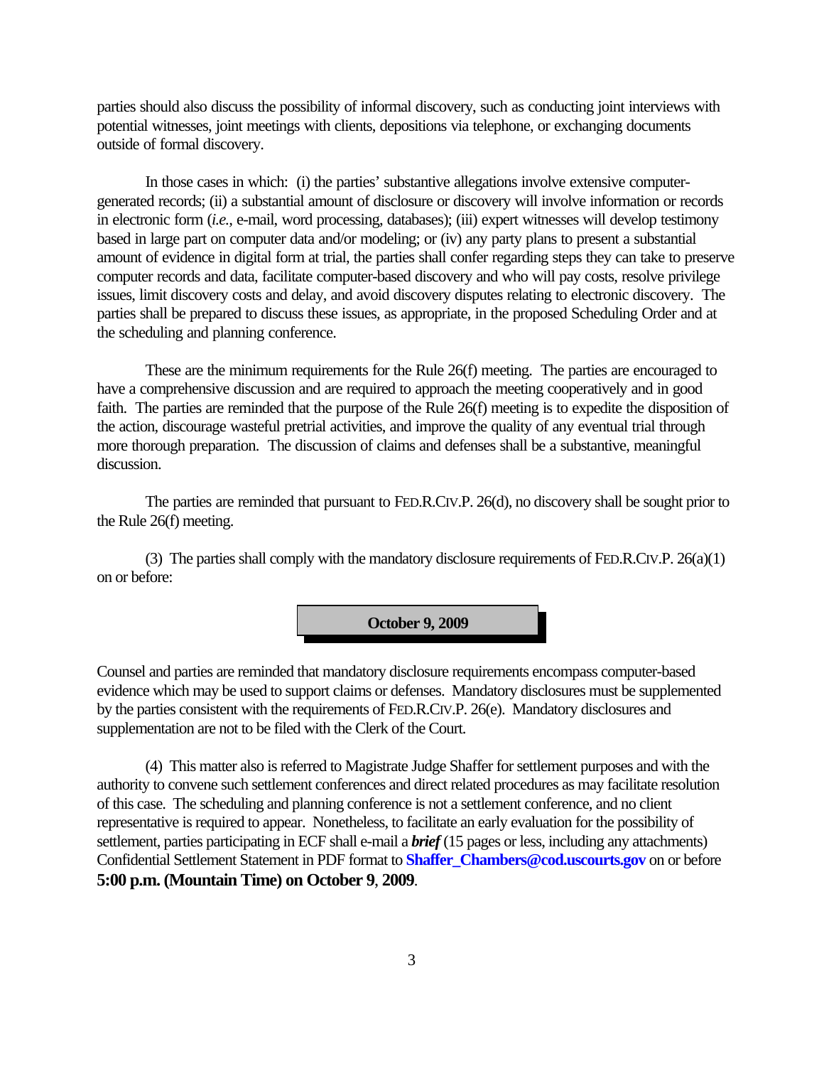parties should also discuss the possibility of informal discovery, such as conducting joint interviews with potential witnesses, joint meetings with clients, depositions via telephone, or exchanging documents outside of formal discovery.

In those cases in which: (i) the parties' substantive allegations involve extensive computer-generated records; (ii) a substantial amount of disclosure or discovery will involve information or records in electronic form (*i.e.*, e-mail, word processing, databases); (iii) expert witnesses will develop testimony based in large part on computer data and/or modeling; or (iv) any party plans to present a substantial amount of evidence in digital form at trial, the parties shall confer regarding steps they can take to preserve computer records and data, facilitate computer-based discovery and who will pay costs, resolve privilege issues, limit discovery costs and delay, and avoid discovery disputes relating to electronic discovery. The parties shall be prepared to discuss these issues, as appropriate, in the proposed Scheduling Order and at the scheduling and planning conference.

These are the minimum requirements for the Rule 26(f) meeting. The parties are encouraged to have a comprehensive discussion and are required to approach the meeting cooperatively and in good faith. The parties are reminded that the purpose of the Rule 26(f) meeting is to expedite the disposition of the action, discourage wasteful pretrial activities, and improve the quality of any eventual trial through more thorough preparation. The discussion of claims and defenses shall be a substantive, meaningful discussion.

The parties are reminded that pursuant to FED.R.CIV.P. 26(d), no discovery shall be sought prior to the Rule 26(f) meeting.

(3) The parties shall comply with the mandatory disclosure requirements of FED.R.CIV.P. 26(a)(1) on or before:

**October 9, 2009**

Counsel and parties are reminded that mandatory disclosure requirements encompass computer-based evidence which may be used to support claims or defenses. Mandatory disclosures must be supplemented by the parties consistent with the requirements of FED.R.CIV.P. 26(e). Mandatory disclosures and supplementation are not to be filed with the Clerk of the Court.

(4) This matter also is referred to Magistrate Judge Shaffer for settlement purposes and with the authority to convene such settlement conferences and direct related procedures as may facilitate resolution of this case. The scheduling and planning conference is not a settlement conference, and no client representative is required to appear. Nonetheless, to facilitate an early evaluation for the possibility of settlement, parties participating in ECF shall e-mail a ***brief*** (15 pages or less, including any attachments) Confidential Settlement Statement in PDF format to **Shaffer_Chambers@cod.uscourts.gov** on or before **5:00 p.m. (Mountain Time) on October 9, 2009**.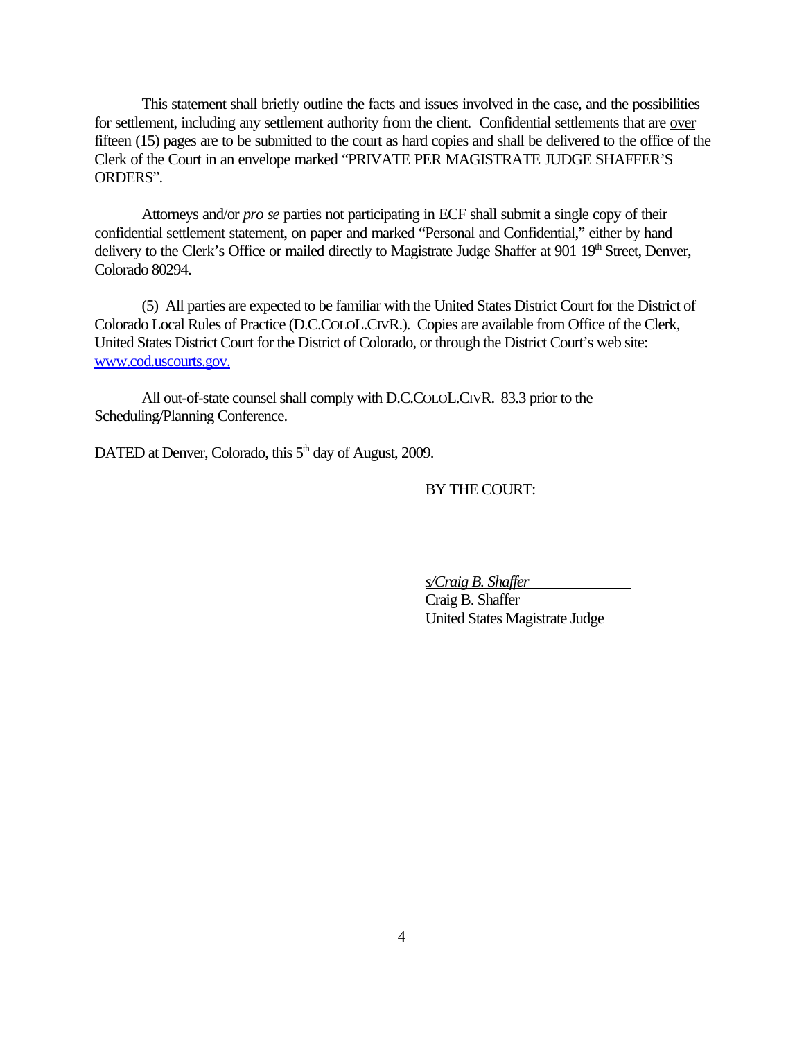This statement shall briefly outline the facts and issues involved in the case, and the possibilities for settlement, including any settlement authority from the client. Confidential settlements that are over fifteen (15) pages are to be submitted to the court as hard copies and shall be delivered to the office of the Clerk of the Court in an envelope marked "PRIVATE PER MAGISTRATE JUDGE SHAFFER'S ORDERS".

Attorneys and/or *pro se* parties not participating in ECF shall submit a single copy of their confidential settlement statement, on paper and marked "Personal and Confidential," either by hand delivery to the Clerk's Office or mailed directly to Magistrate Judge Shaffer at 901 19th Street, Denver, Colorado 80294.

(5) All parties are expected to be familiar with the United States District Court for the District of Colorado Local Rules of Practice (D.C.COLOL.CIVR.). Copies are available from Office of the Clerk, United States District Court for the District of Colorado, or through the District Court's web site: www.cod.uscourts.gov.

All out-of-state counsel shall comply with D.C.COLOL.CIVR. 83.3 prior to the Scheduling/Planning Conference.

DATED at Denver, Colorado, this 5th day of August, 2009.

BY THE COURT:

*s/Craig B. Shaffer*
Craig B. Shaffer
United States Magistrate Judge